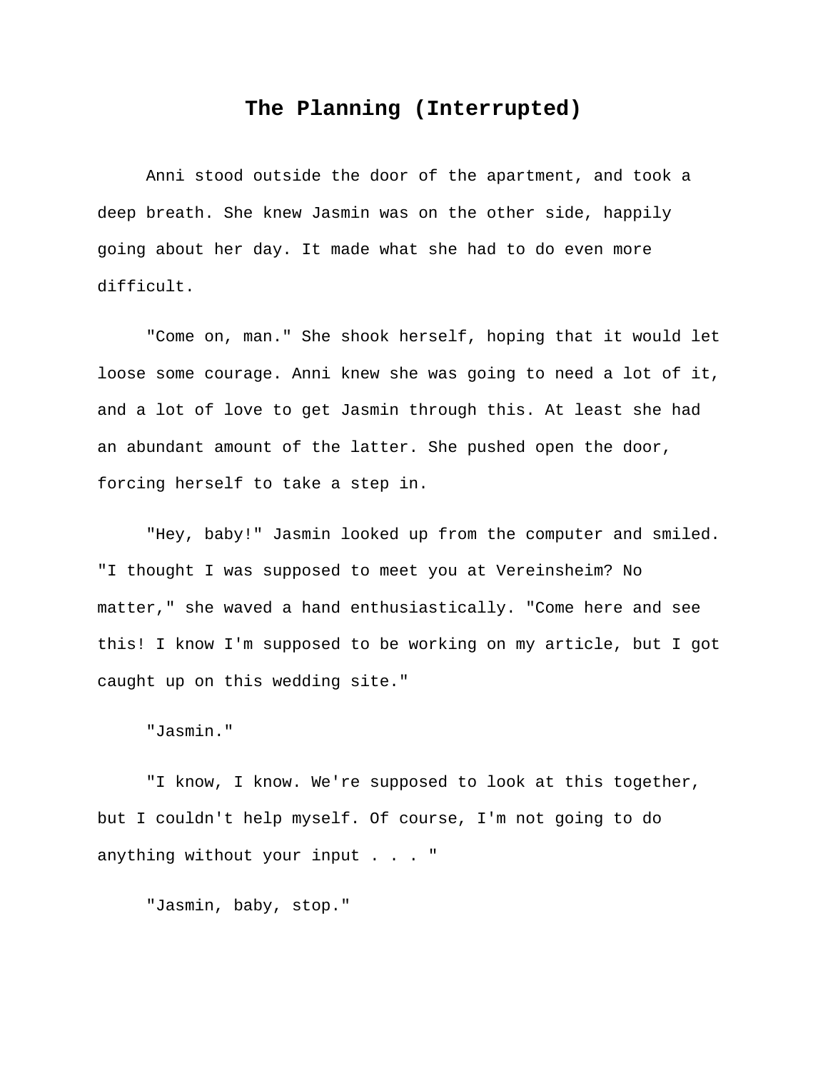# The Planning (Interrupted)

Anni stood outside the door of the apartment, and took a deep breath. She knew Jasmin was on the other side, happily going about her day. It made what she had to do even more difficult.

"Come on, man." She shook herself, hoping that it would let loose some courage. Anni knew she was going to need a lot of it, and a lot of love to get Jasmin through this. At least she had an abundant amount of the latter. She pushed open the door, forcing herself to take a step in.

"Hey, baby!" Jasmin looked up from the computer and smiled. "I thought I was supposed to meet you at Vereinsheim? No matter," she waved a hand enthusiastically. "Come here and see this! I know I'm supposed to be working on my article, but I got caught up on this wedding site."

"Jasmin."

"I know, I know. We're supposed to look at this together, but I couldn't help myself. Of course, I'm not going to do anything without your input . . . "

"Jasmin, baby, stop."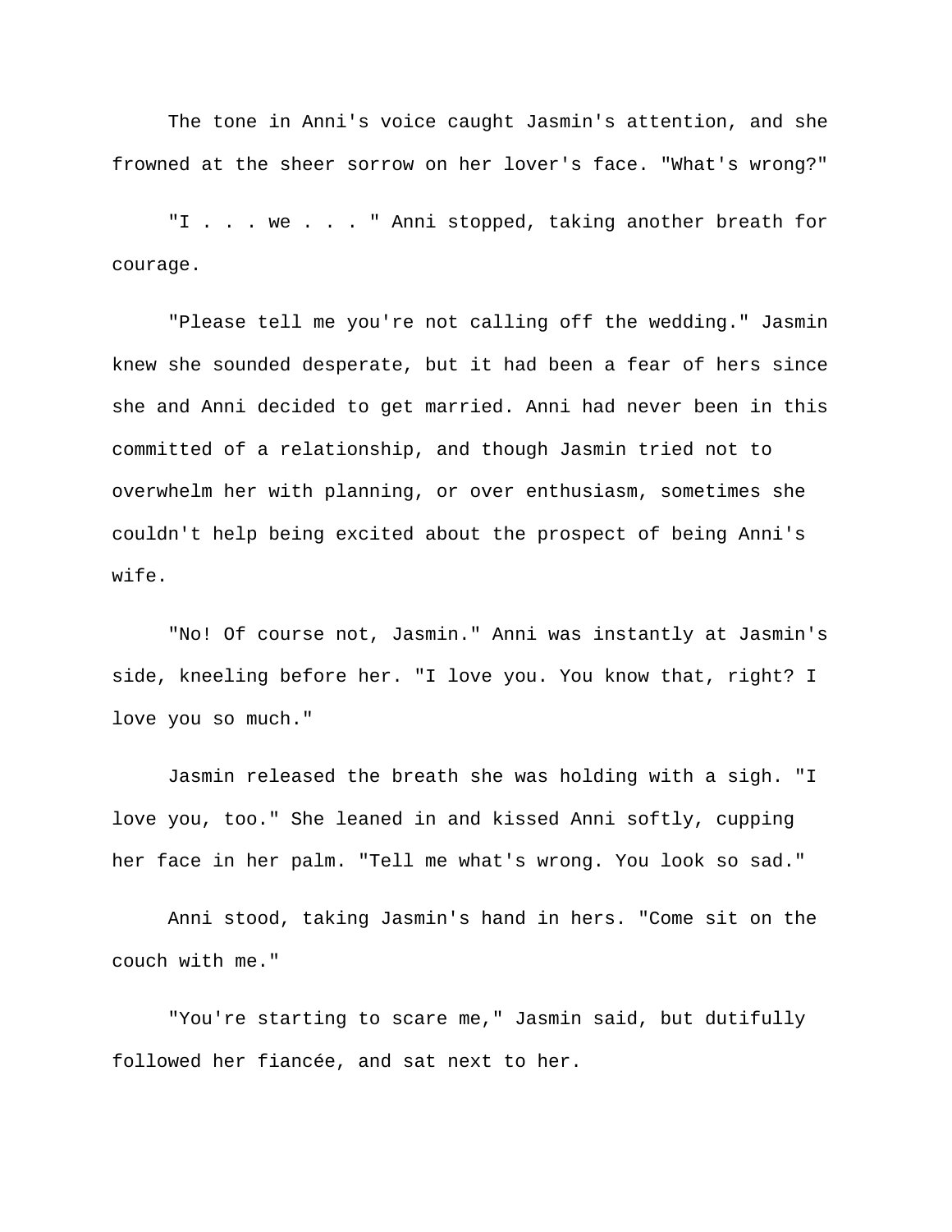The tone in Anni's voice caught Jasmin's attention, and she frowned at the sheer sorrow on her lover's face. "What's wrong?"

"I . . . we . . . " Anni stopped, taking another breath for courage.

"Please tell me you're not calling off the wedding." Jasmin knew she sounded desperate, but it had been a fear of hers since she and Anni decided to get married. Anni had never been in this committed of a relationship, and though Jasmin tried not to overwhelm her with planning, or over enthusiasm, sometimes she couldn't help being excited about the prospect of being Anni's wife.

"No! Of course not, Jasmin." Anni was instantly at Jasmin's side, kneeling before her. "I love you. You know that, right? I love you so much."

Jasmin released the breath she was holding with a sigh. "I love you, too." She leaned in and kissed Anni softly, cupping her face in her palm. "Tell me what's wrong. You look so sad."

Anni stood, taking Jasmin's hand in hers. "Come sit on the couch with me."

"You're starting to scare me," Jasmin said, but dutifully followed her fiancée, and sat next to her.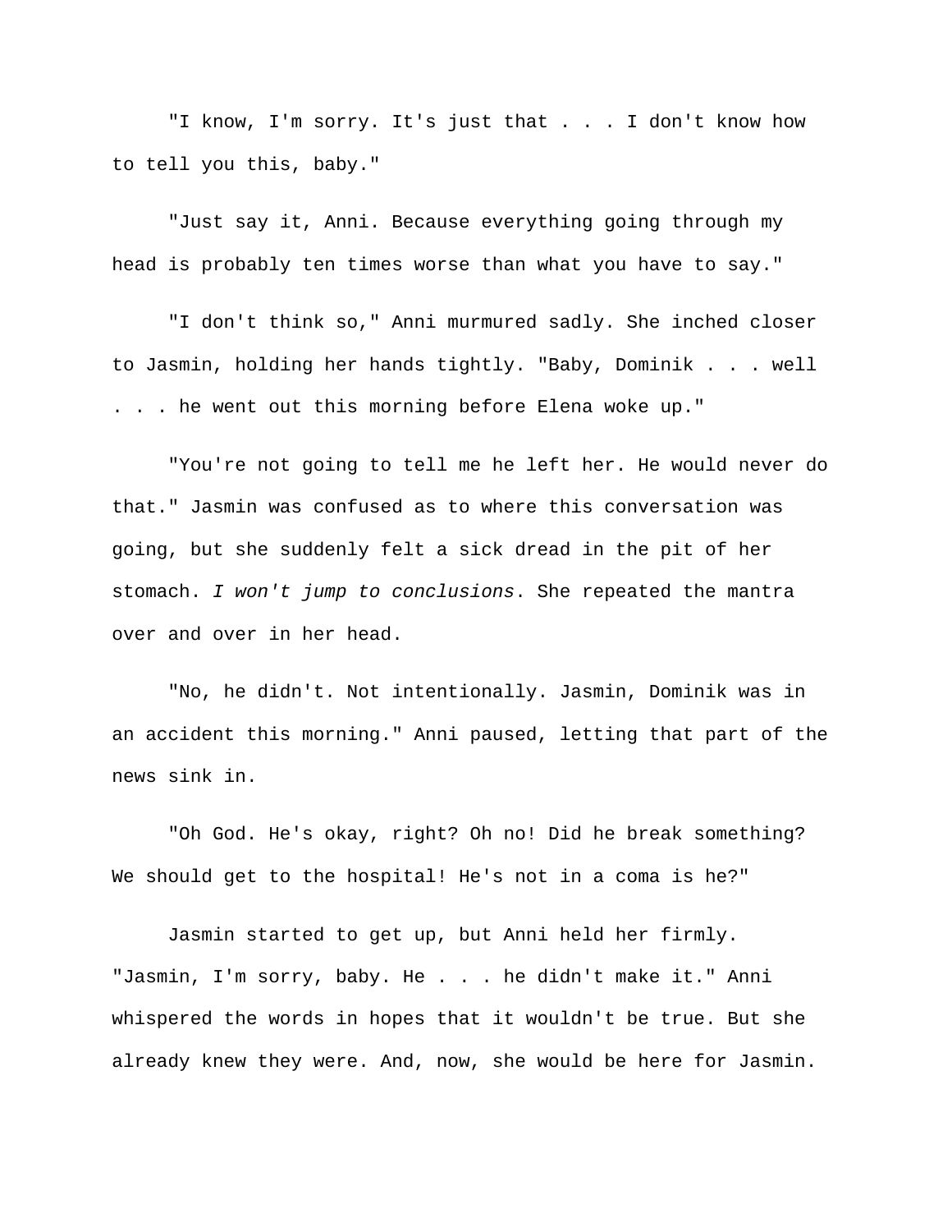"I know, I'm sorry. It's just that . . . I don't know how to tell you this, baby."

"Just say it, Anni. Because everything going through my head is probably ten times worse than what you have to say."

"I don't think so," Anni murmured sadly. She inched closer to Jasmin, holding her hands tightly. "Baby, Dominik . . . well . . . he went out this morning before Elena woke up."

"You're not going to tell me he left her. He would never do that." Jasmin was confused as to where this conversation was going, but she suddenly felt a sick dread in the pit of her stomach. *I won't jump to conclusions*. She repeated the mantra over and over in her head.

"No, he didn't. Not intentionally. Jasmin, Dominik was in an accident this morning." Anni paused, letting that part of the news sink in.

"Oh God. He's okay, right? Oh no! Did he break something? We should get to the hospital! He's not in a coma is he?"

Jasmin started to get up, but Anni held her firmly. "Jasmin, I'm sorry, baby. He . . . he didn't make it." Anni whispered the words in hopes that it wouldn't be true. But she already knew they were. And, now, she would be here for Jasmin.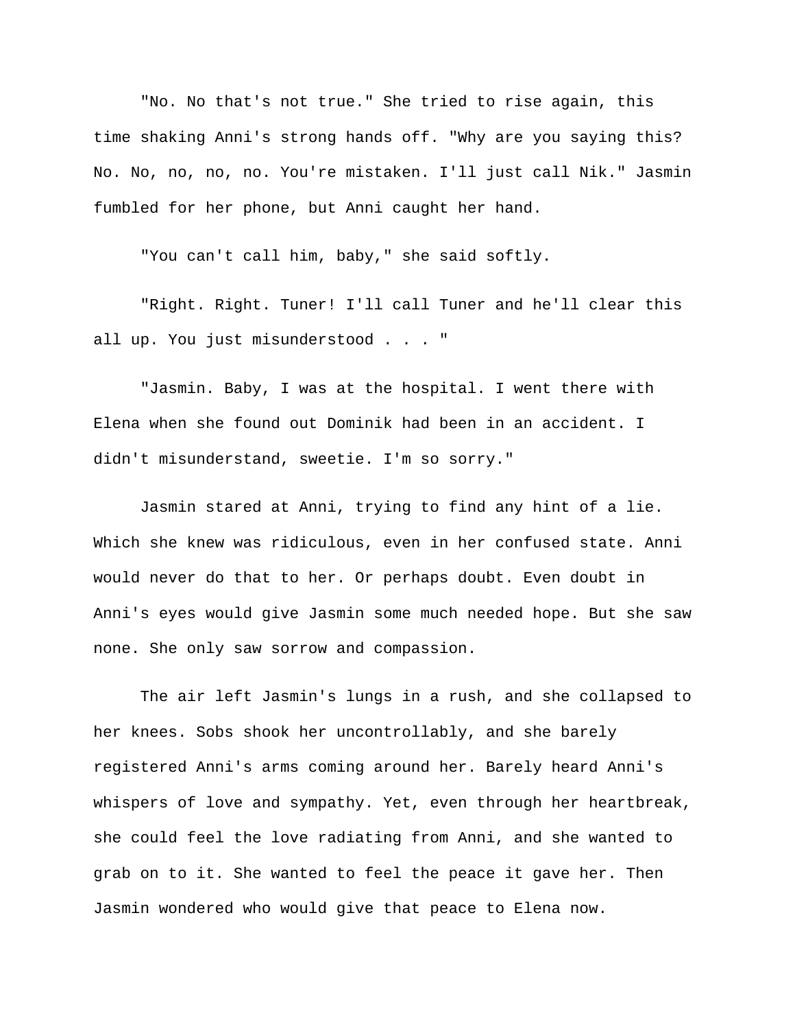"No. No that's not true." She tried to rise again, this time shaking Anni's strong hands off. "Why are you saying this? No. No, no, no, no. You're mistaken. I'll just call Nik." Jasmin fumbled for her phone, but Anni caught her hand.

"You can't call him, baby," she said softly.

"Right. Right. Tuner! I'll call Tuner and he'll clear this all up. You just misunderstood . . . "

"Jasmin. Baby, I was at the hospital. I went there with Elena when she found out Dominik had been in an accident. I didn't misunderstand, sweetie. I'm so sorry."

Jasmin stared at Anni, trying to find any hint of a lie. Which she knew was ridiculous, even in her confused state. Anni would never do that to her. Or perhaps doubt. Even doubt in Anni's eyes would give Jasmin some much needed hope. But she saw none. She only saw sorrow and compassion.

The air left Jasmin's lungs in a rush, and she collapsed to her knees. Sobs shook her uncontrollably, and she barely registered Anni's arms coming around her. Barely heard Anni's whispers of love and sympathy. Yet, even through her heartbreak, she could feel the love radiating from Anni, and she wanted to grab on to it. She wanted to feel the peace it gave her. Then Jasmin wondered who would give that peace to Elena now.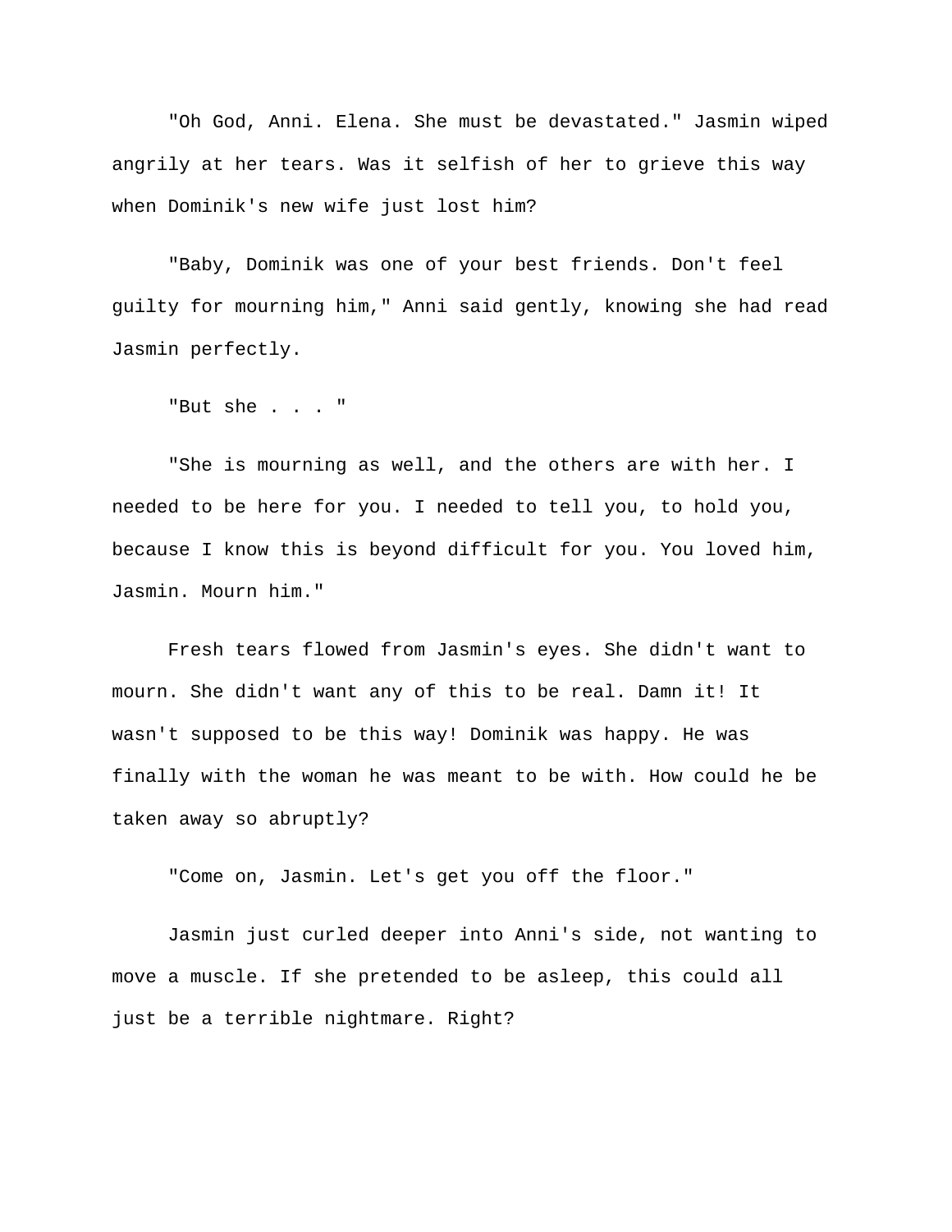"Oh God, Anni. Elena. She must be devastated." Jasmin wiped angrily at her tears. Was it selfish of her to grieve this way when Dominik's new wife just lost him?

"Baby, Dominik was one of your best friends. Don't feel guilty for mourning him," Anni said gently, knowing she had read Jasmin perfectly.

"But she . . . "

"She is mourning as well, and the others are with her. I needed to be here for you. I needed to tell you, to hold you, because I know this is beyond difficult for you. You loved him, Jasmin. Mourn him."

Fresh tears flowed from Jasmin's eyes. She didn't want to mourn. She didn't want any of this to be real. Damn it! It wasn't supposed to be this way! Dominik was happy. He was finally with the woman he was meant to be with. How could he be taken away so abruptly?

"Come on, Jasmin. Let's get you off the floor."

Jasmin just curled deeper into Anni's side, not wanting to move a muscle. If she pretended to be asleep, this could all just be a terrible nightmare. Right?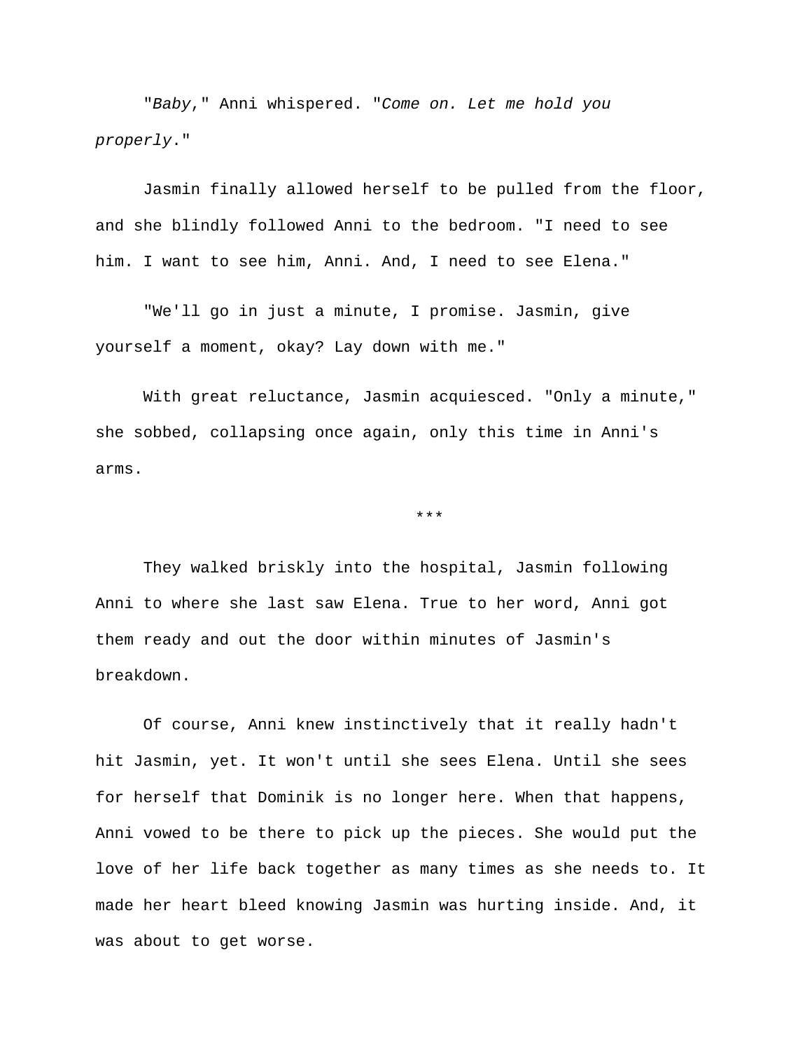"*Baby*," Anni whispered. "*Come on. Let me hold you properly*."

Jasmin finally allowed herself to be pulled from the floor, and she blindly followed Anni to the bedroom. "I need to see him. I want to see him, Anni. And, I need to see Elena."

"We'll go in just a minute, I promise. Jasmin, give yourself a moment, okay? Lay down with me."

With great reluctance, Jasmin acquiesced. "Only a minute," she sobbed, collapsing once again, only this time in Anni's arms.

\*\*\*

They walked briskly into the hospital, Jasmin following Anni to where she last saw Elena. True to her word, Anni got them ready and out the door within minutes of Jasmin's breakdown.

Of course, Anni knew instinctively that it really hadn't hit Jasmin, yet. It won't until she sees Elena. Until she sees for herself that Dominik is no longer here. When that happens, Anni vowed to be there to pick up the pieces. She would put the love of her life back together as many times as she needs to. It made her heart bleed knowing Jasmin was hurting inside. And, it was about to get worse.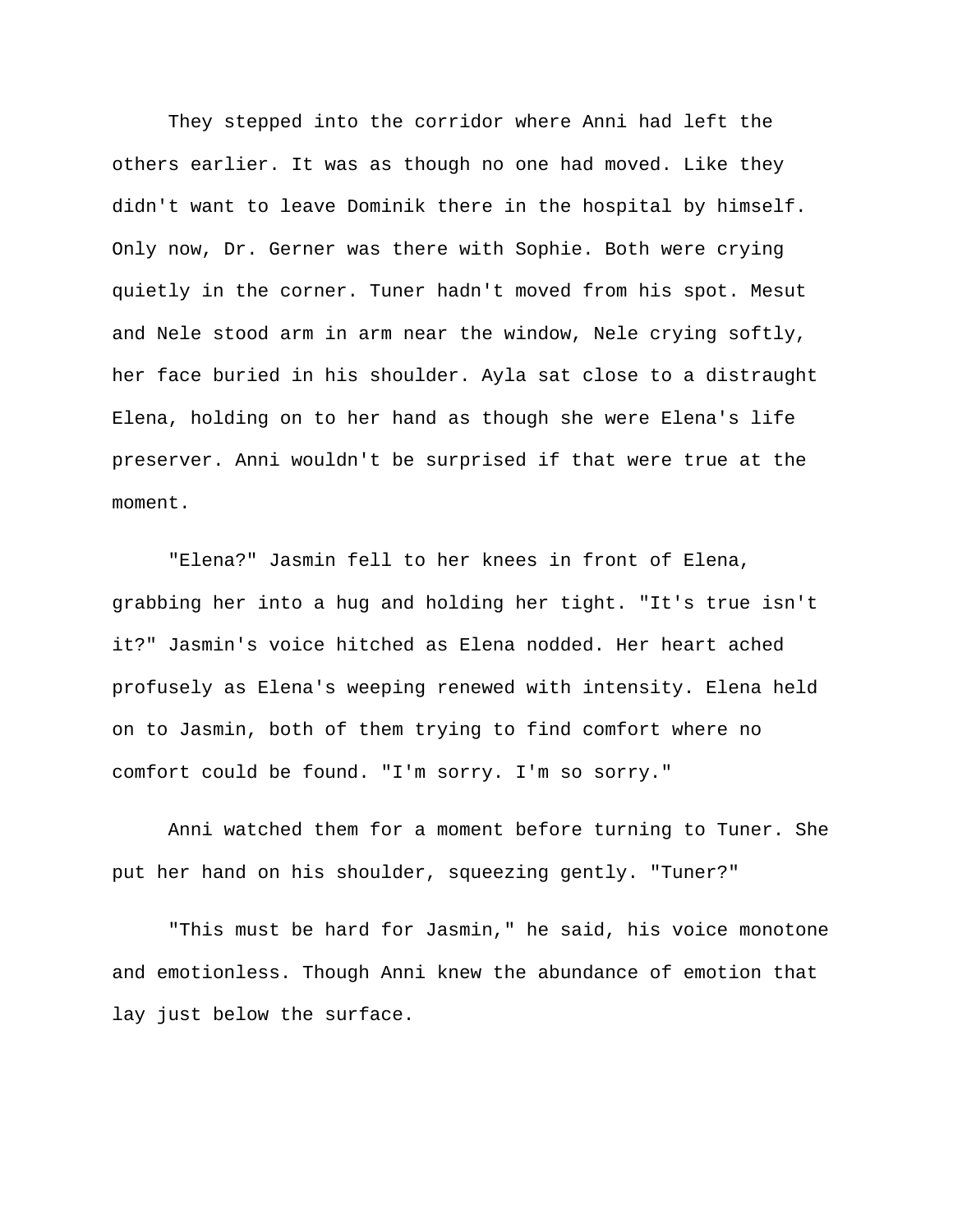They stepped into the corridor where Anni had left the others earlier. It was as though no one had moved. Like they didn't want to leave Dominik there in the hospital by himself. Only now, Dr. Gerner was there with Sophie. Both were crying quietly in the corner. Tuner hadn't moved from his spot. Mesut and Nele stood arm in arm near the window, Nele crying softly, her face buried in his shoulder. Ayla sat close to a distraught Elena, holding on to her hand as though she were Elena's life preserver. Anni wouldn't be surprised if that were true at the moment.

"Elena?" Jasmin fell to her knees in front of Elena, grabbing her into a hug and holding her tight. "It's true isn't it?" Jasmin's voice hitched as Elena nodded. Her heart ached profusely as Elena's weeping renewed with intensity. Elena held on to Jasmin, both of them trying to find comfort where no comfort could be found. "I'm sorry. I'm so sorry."

Anni watched them for a moment before turning to Tuner. She put her hand on his shoulder, squeezing gently. "Tuner?"

"This must be hard for Jasmin," he said, his voice monotone and emotionless. Though Anni knew the abundance of emotion that lay just below the surface.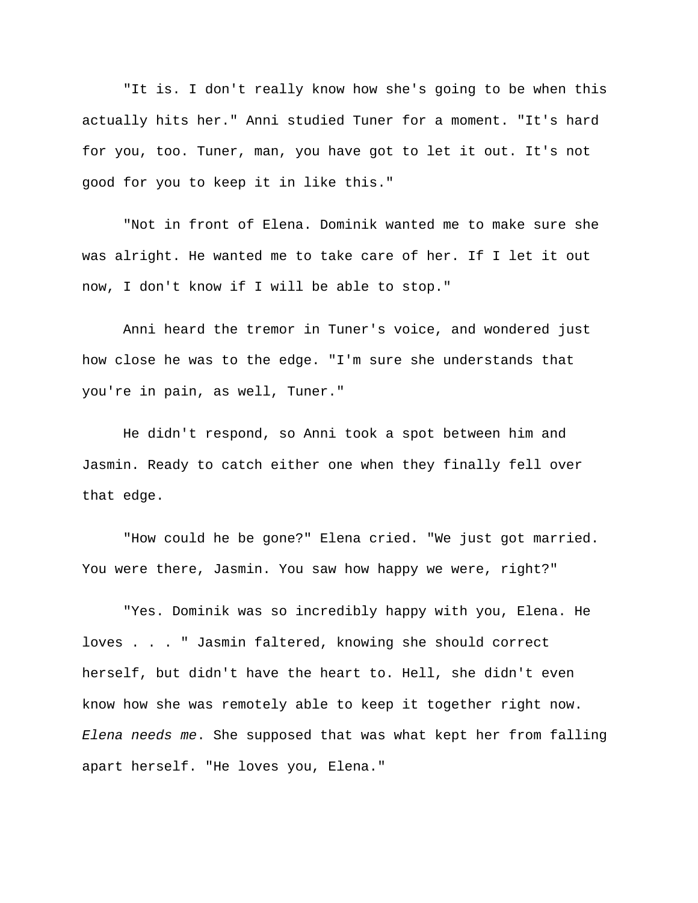"It is. I don't really know how she's going to be when this actually hits her." Anni studied Tuner for a moment. "It's hard for you, too. Tuner, man, you have got to let it out. It's not good for you to keep it in like this."

"Not in front of Elena. Dominik wanted me to make sure she was alright. He wanted me to take care of her. If I let it out now, I don't know if I will be able to stop."

Anni heard the tremor in Tuner's voice, and wondered just how close he was to the edge. "I'm sure she understands that you're in pain, as well, Tuner."

He didn't respond, so Anni took a spot between him and Jasmin. Ready to catch either one when they finally fell over that edge.

"How could he be gone?" Elena cried. "We just got married. You were there, Jasmin. You saw how happy we were, right?"

"Yes. Dominik was so incredibly happy with you, Elena. He loves . . . " Jasmin faltered, knowing she should correct herself, but didn't have the heart to. Hell, she didn't even know how she was remotely able to keep it together right now. *Elena needs me*. She supposed that was what kept her from falling apart herself. "He loves you, Elena."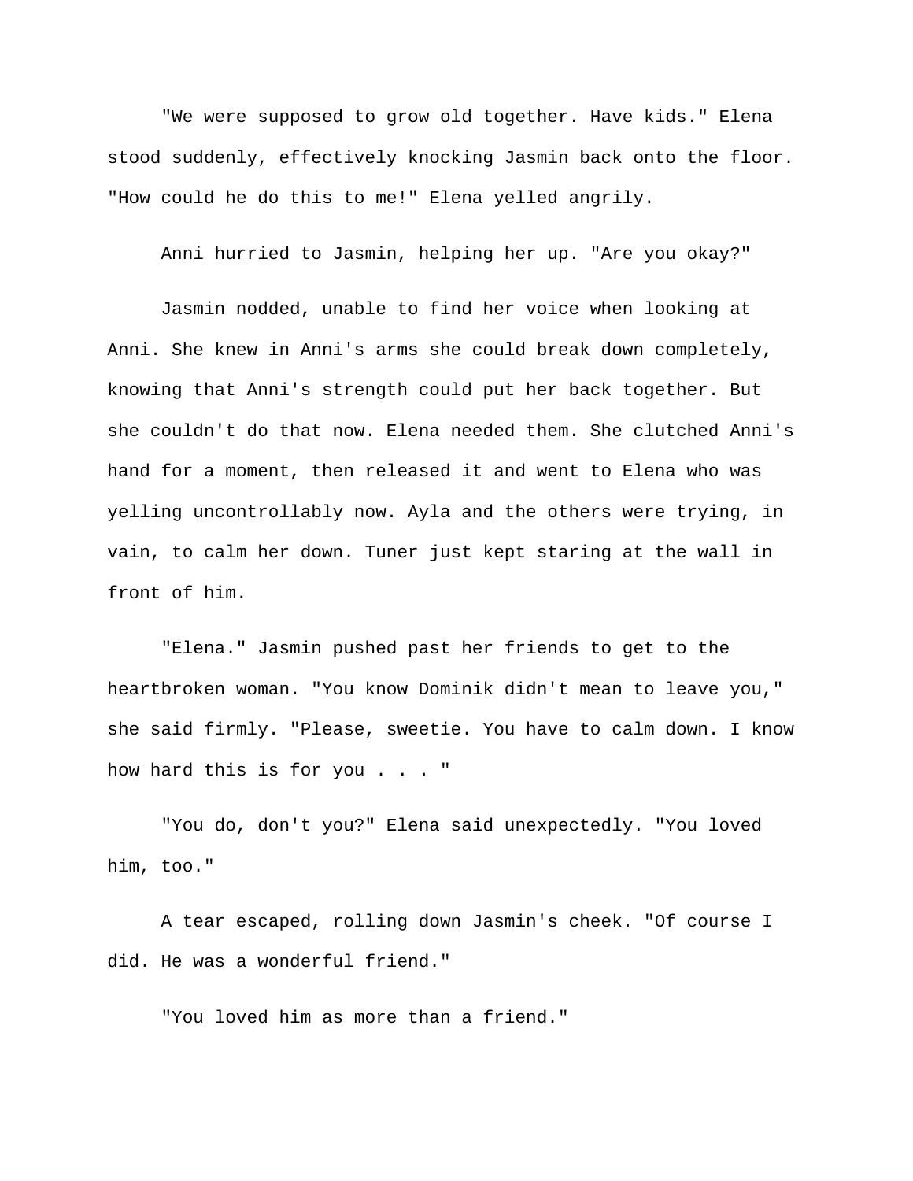"We were supposed to grow old together. Have kids." Elena stood suddenly, effectively knocking Jasmin back onto the floor. "How could he do this to me!" Elena yelled angrily.

Anni hurried to Jasmin, helping her up. "Are you okay?"

Jasmin nodded, unable to find her voice when looking at Anni. She knew in Anni's arms she could break down completely, knowing that Anni's strength could put her back together. But she couldn't do that now. Elena needed them. She clutched Anni's hand for a moment, then released it and went to Elena who was yelling uncontrollably now. Ayla and the others were trying, in vain, to calm her down. Tuner just kept staring at the wall in front of him.

"Elena." Jasmin pushed past her friends to get to the heartbroken woman. "You know Dominik didn't mean to leave you," she said firmly. "Please, sweetie. You have to calm down. I know how hard this is for you . . . "

"You do, don't you?" Elena said unexpectedly. "You loved him, too."

A tear escaped, rolling down Jasmin's cheek. "Of course I did. He was a wonderful friend."

"You loved him as more than a friend."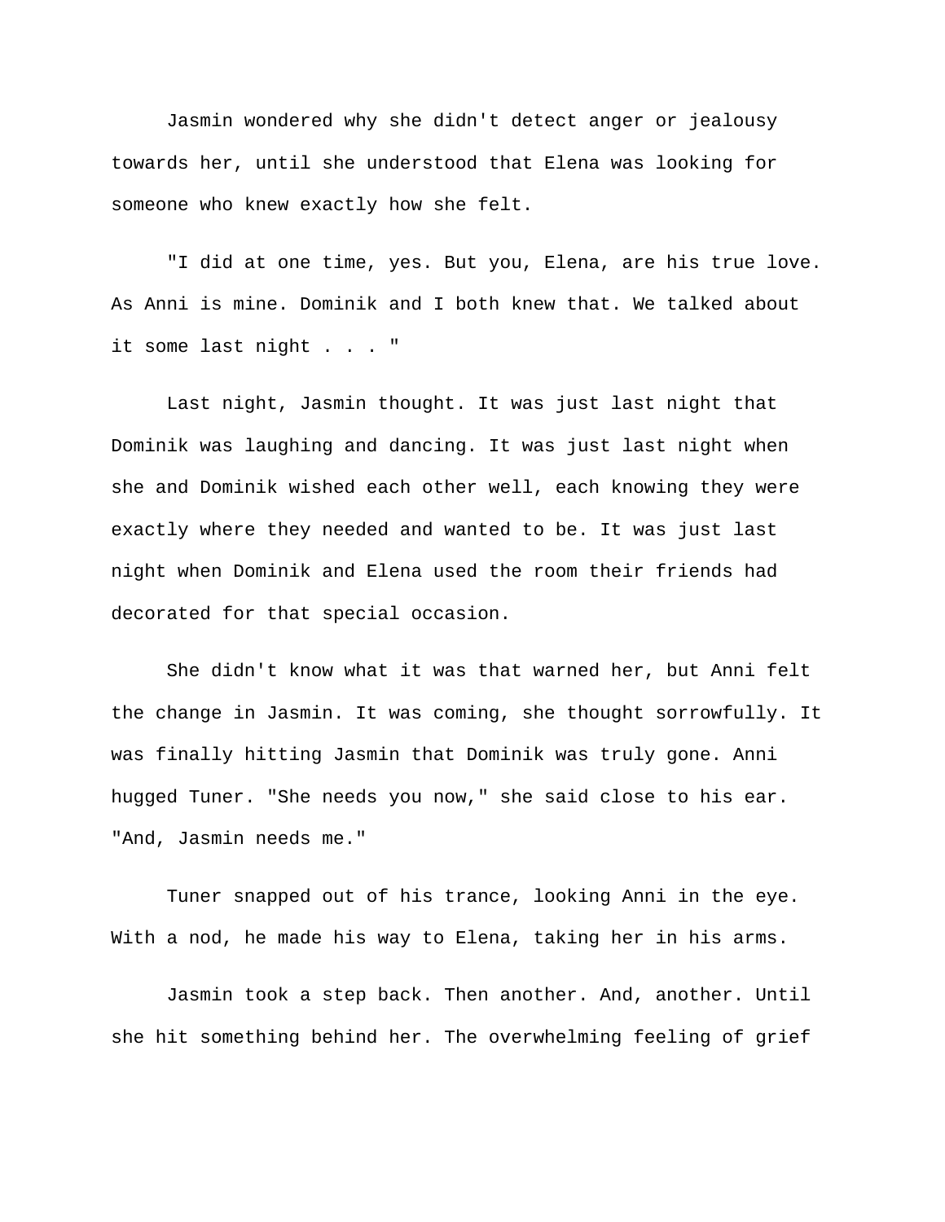Jasmin wondered why she didn't detect anger or jealousy towards her, until she understood that Elena was looking for someone who knew exactly how she felt.

"I did at one time, yes. But you, Elena, are his true love. As Anni is mine. Dominik and I both knew that. We talked about it some last night . . . "

Last night, Jasmin thought. It was just last night that Dominik was laughing and dancing. It was just last night when she and Dominik wished each other well, each knowing they were exactly where they needed and wanted to be. It was just last night when Dominik and Elena used the room their friends had decorated for that special occasion.

She didn't know what it was that warned her, but Anni felt the change in Jasmin. It was coming, she thought sorrowfully. It was finally hitting Jasmin that Dominik was truly gone. Anni hugged Tuner. "She needs you now," she said close to his ear. "And, Jasmin needs me."

Tuner snapped out of his trance, looking Anni in the eye. With a nod, he made his way to Elena, taking her in his arms.

Jasmin took a step back. Then another. And, another. Until she hit something behind her. The overwhelming feeling of grief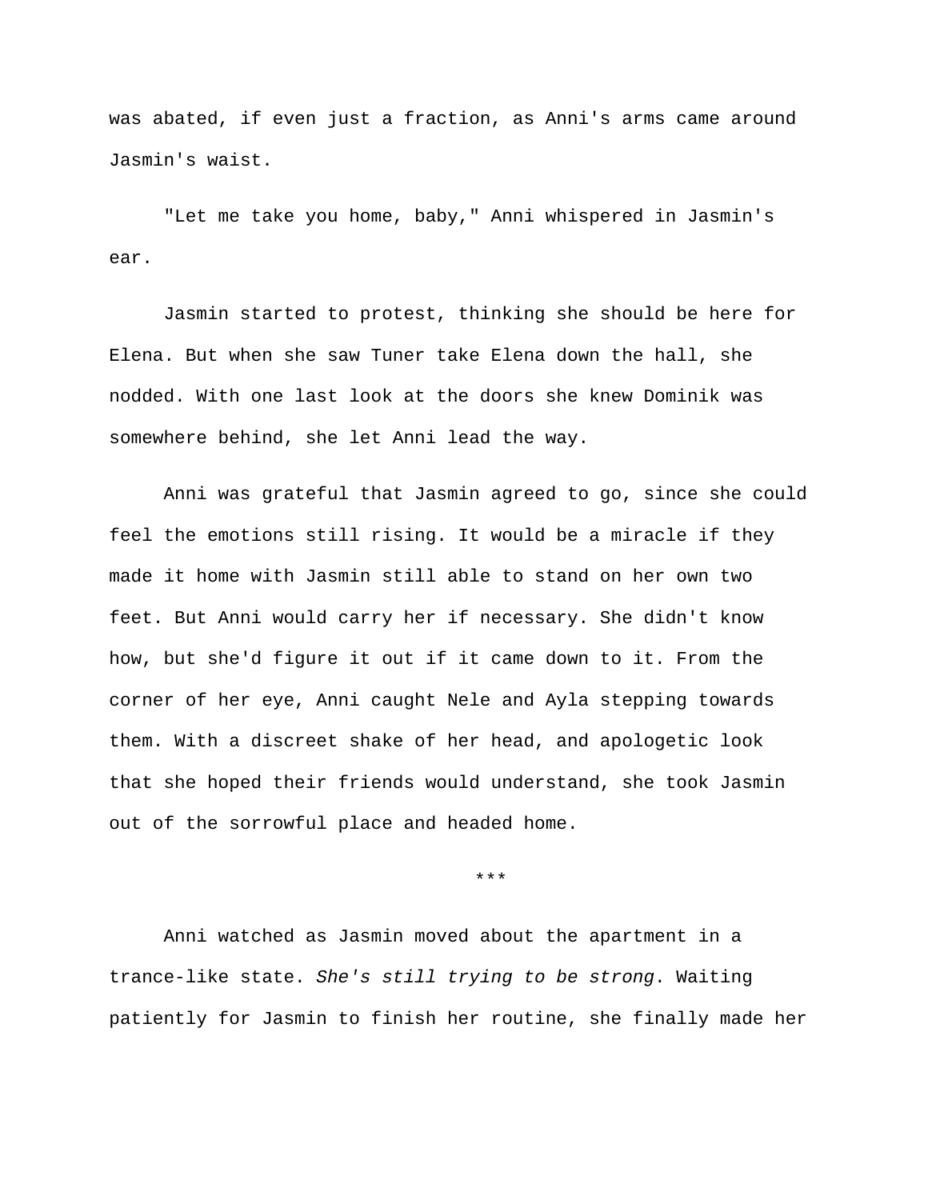was abated, if even just a fraction, as Anni's arms came around Jasmin's waist.

"Let me take you home, baby," Anni whispered in Jasmin's ear.

Jasmin started to protest, thinking she should be here for Elena. But when she saw Tuner take Elena down the hall, she nodded. With one last look at the doors she knew Dominik was somewhere behind, she let Anni lead the way.

Anni was grateful that Jasmin agreed to go, since she could feel the emotions still rising. It would be a miracle if they made it home with Jasmin still able to stand on her own two feet. But Anni would carry her if necessary. She didn't know how, but she'd figure it out if it came down to it. From the corner of her eye, Anni caught Nele and Ayla stepping towards them. With a discreet shake of her head, and apologetic look that she hoped their friends would understand, she took Jasmin out of the sorrowful place and headed home.

***

Anni watched as Jasmin moved about the apartment in a trance-like state. *She's still trying to be strong*. Waiting patiently for Jasmin to finish her routine, she finally made her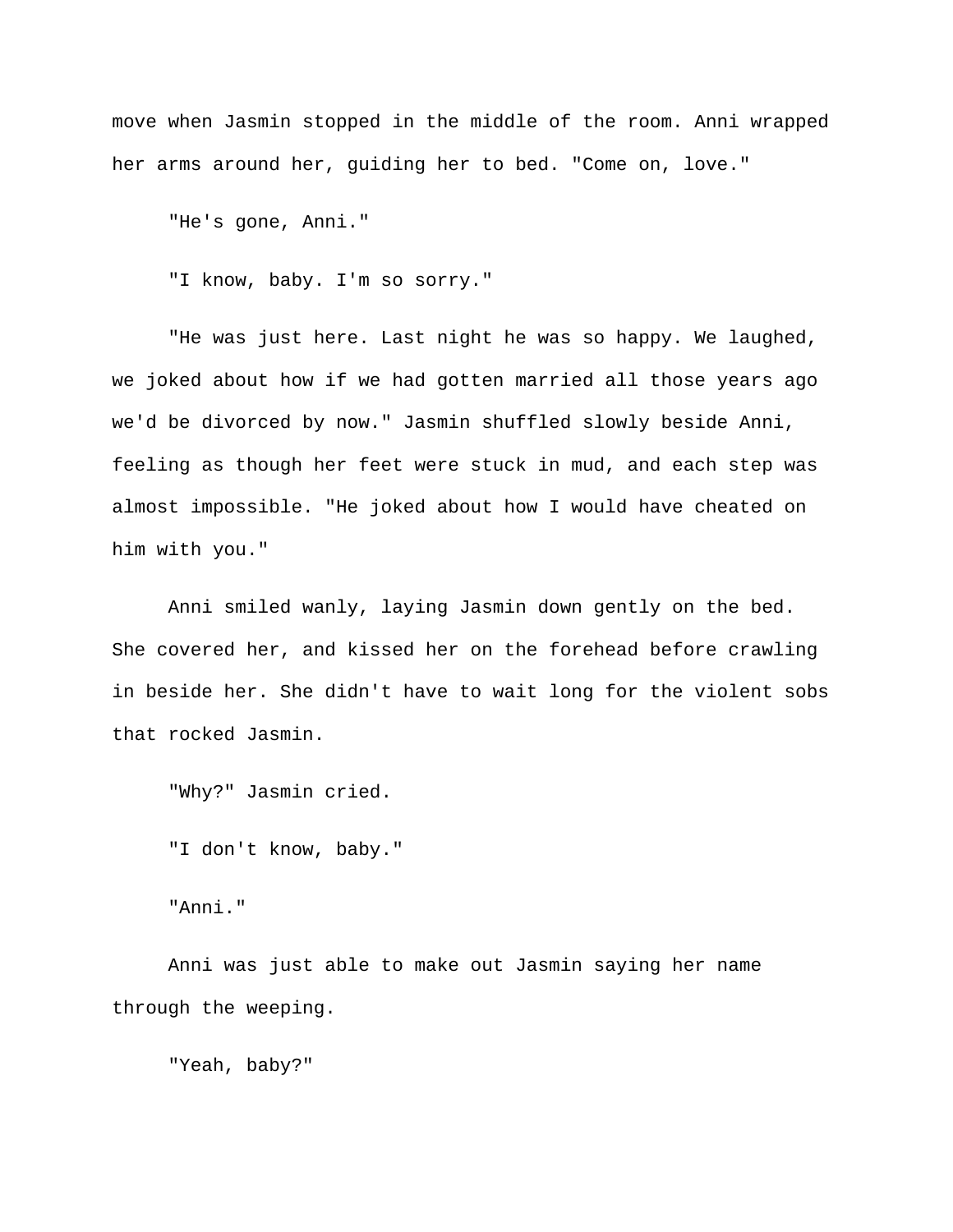move when Jasmin stopped in the middle of the room. Anni wrapped her arms around her, guiding her to bed. "Come on, love."

"He's gone, Anni."

"I know, baby. I'm so sorry."

"He was just here. Last night he was so happy. We laughed, we joked about how if we had gotten married all those years ago we'd be divorced by now." Jasmin shuffled slowly beside Anni, feeling as though her feet were stuck in mud, and each step was almost impossible. "He joked about how I would have cheated on him with you."

Anni smiled wanly, laying Jasmin down gently on the bed. She covered her, and kissed her on the forehead before crawling in beside her. She didn't have to wait long for the violent sobs that rocked Jasmin.

"Why?" Jasmin cried.

"I don't know, baby."

"Anni."

Anni was just able to make out Jasmin saying her name through the weeping.

"Yeah, baby?"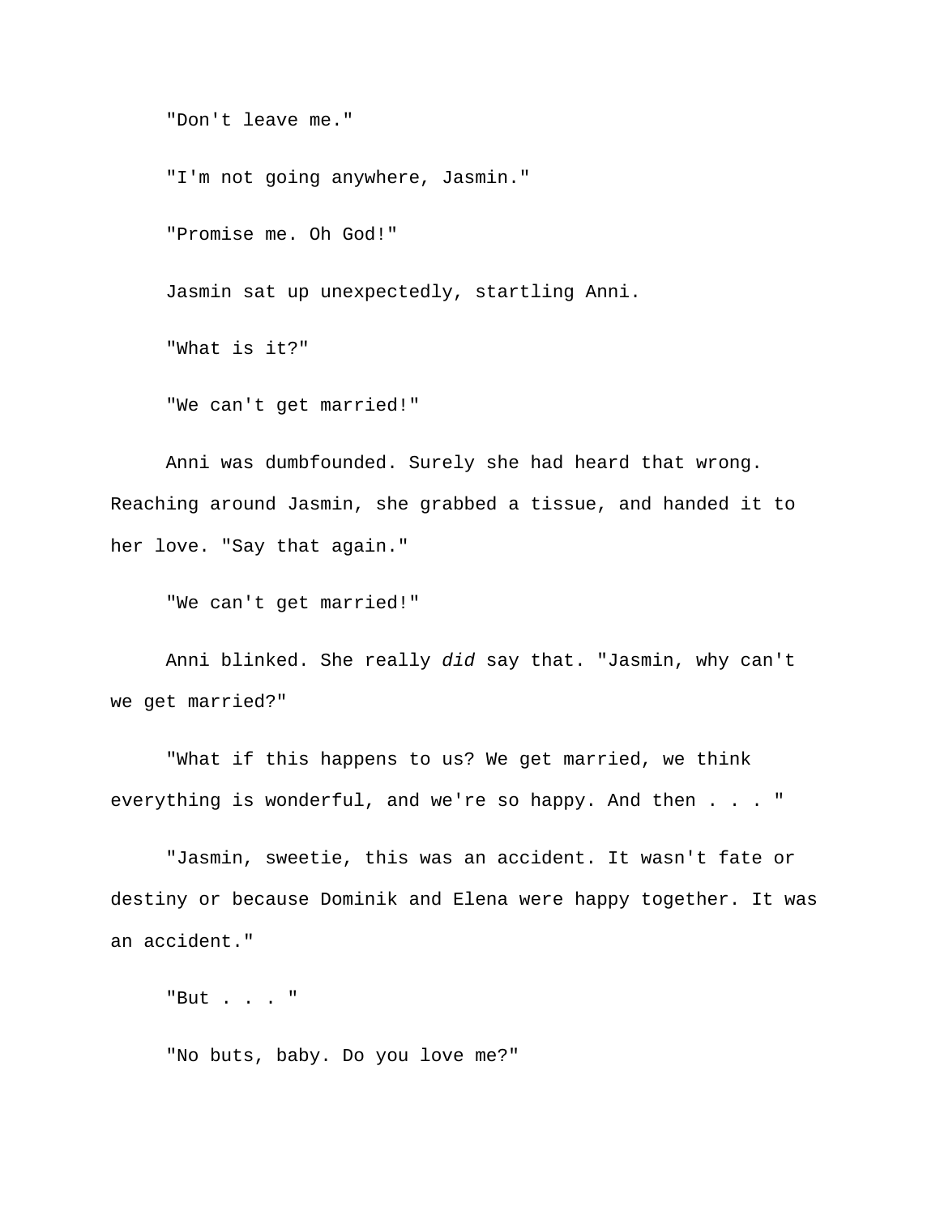"Don't leave me."

"I'm not going anywhere, Jasmin."

"Promise me. Oh God!"

Jasmin sat up unexpectedly, startling Anni.

"What is it?"

"We can't get married!"

Anni was dumbfounded. Surely she had heard that wrong. Reaching around Jasmin, she grabbed a tissue, and handed it to her love. "Say that again."

"We can't get married!"

Anni blinked. She really *did* say that. "Jasmin, why can't we get married?"

"What if this happens to us? We get married, we think everything is wonderful, and we're so happy. And then . . . "

"Jasmin, sweetie, this was an accident. It wasn't fate or destiny or because Dominik and Elena were happy together. It was an accident."

"But . . . "

"No buts, baby. Do you love me?"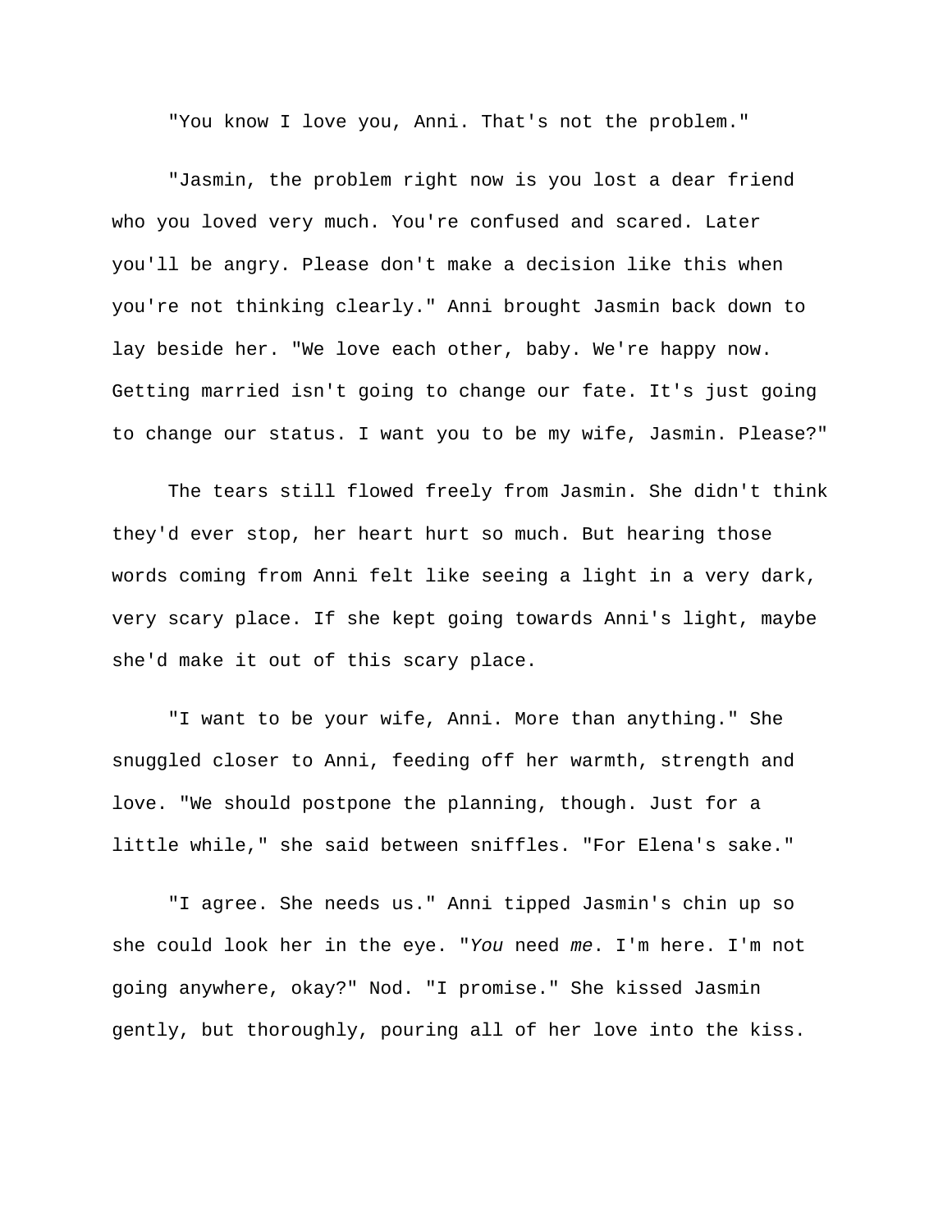"You know I love you, Anni. That's not the problem."

"Jasmin, the problem right now is you lost a dear friend who you loved very much. You're confused and scared. Later you'll be angry. Please don't make a decision like this when you're not thinking clearly." Anni brought Jasmin back down to lay beside her. "We love each other, baby. We're happy now. Getting married isn't going to change our fate. It's just going to change our status. I want you to be my wife, Jasmin. Please?"

The tears still flowed freely from Jasmin. She didn't think they'd ever stop, her heart hurt so much. But hearing those words coming from Anni felt like seeing a light in a very dark, very scary place. If she kept going towards Anni's light, maybe she'd make it out of this scary place.

"I want to be your wife, Anni. More than anything." She snuggled closer to Anni, feeding off her warmth, strength and love. "We should postpone the planning, though. Just for a little while," she said between sniffles. "For Elena's sake."

"I agree. She needs us." Anni tipped Jasmin's chin up so she could look her in the eye. "*You* need *me*. I'm here. I'm not going anywhere, okay?" Nod. "I promise." She kissed Jasmin gently, but thoroughly, pouring all of her love into the kiss.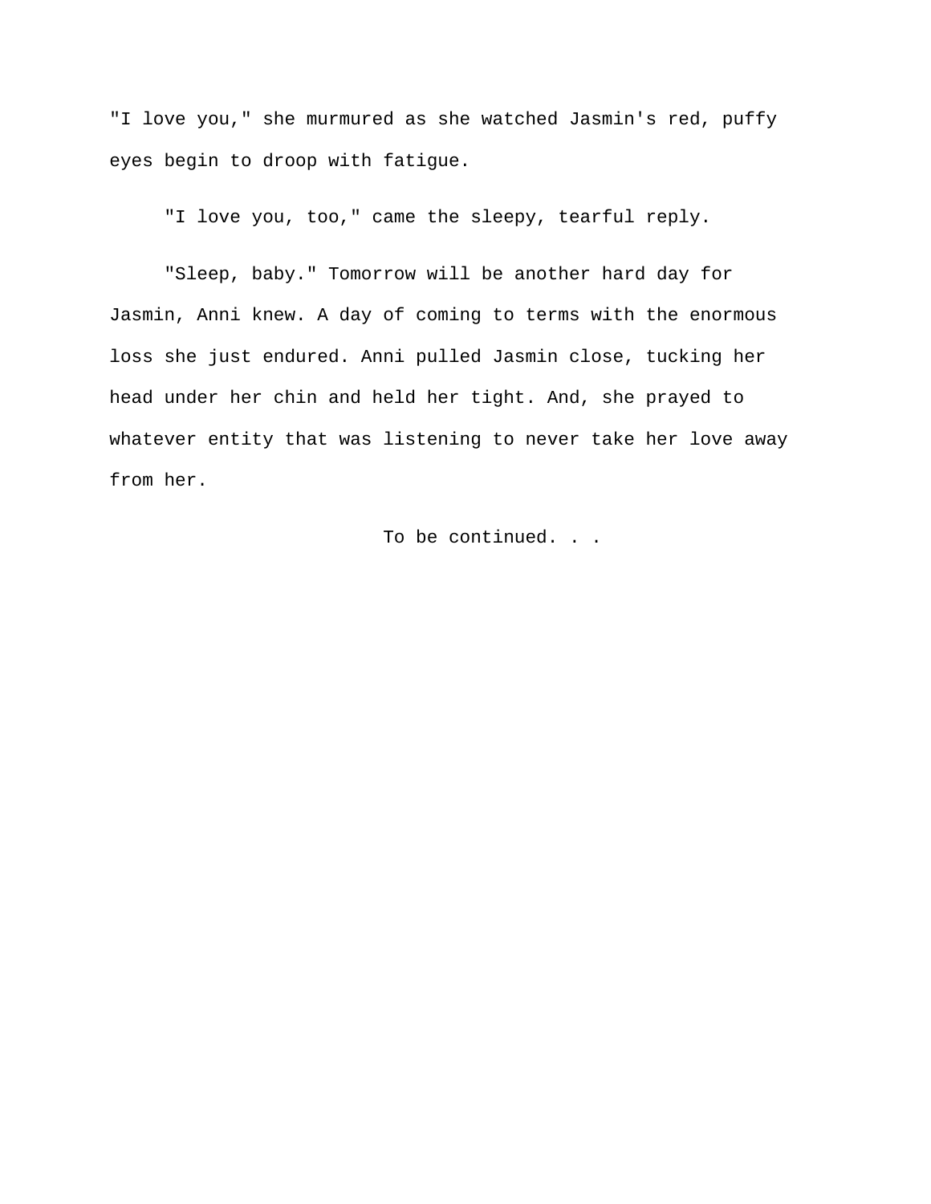"I love you," she murmured as she watched Jasmin's red, puffy eyes begin to droop with fatigue.

"I love you, too," came the sleepy, tearful reply.

"Sleep, baby." Tomorrow will be another hard day for Jasmin, Anni knew. A day of coming to terms with the enormous loss she just endured. Anni pulled Jasmin close, tucking her head under her chin and held her tight. And, she prayed to whatever entity that was listening to never take her love away from her.

To be continued. . .